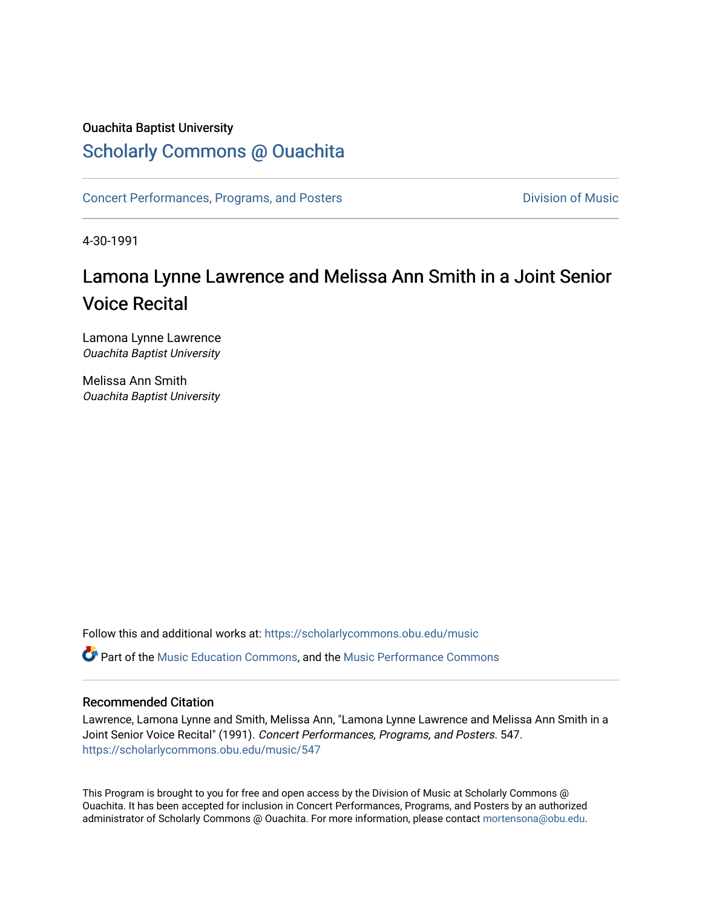Ouachita Baptist University

# Scholarly Commons @ Ouachita

Concert Performances, Programs, and Posters

Division of Music

4-30-1991

# Lamona Lynne Lawrence and Melissa Ann Smith in a Joint Senior Voice Recital

Lamona Lynne Lawrence
*Ouachita Baptist University*

Melissa Ann Smith
*Ouachita Baptist University*

Follow this and additional works at: https://scholarlycommons.obu.edu/music

Part of the Music Education Commons, and the Music Performance Commons

## Recommended Citation

Lawrence, Lamona Lynne and Smith, Melissa Ann, "Lamona Lynne Lawrence and Melissa Ann Smith in a Joint Senior Voice Recital" (1991). *Concert Performances, Programs, and Posters*. 547.
https://scholarlycommons.obu.edu/music/547

This Program is brought to you for free and open access by the Division of Music at Scholarly Commons @ Ouachita. It has been accepted for inclusion in Concert Performances, Programs, and Posters by an authorized administrator of Scholarly Commons @ Ouachita. For more information, please contact mortensona@obu.edu.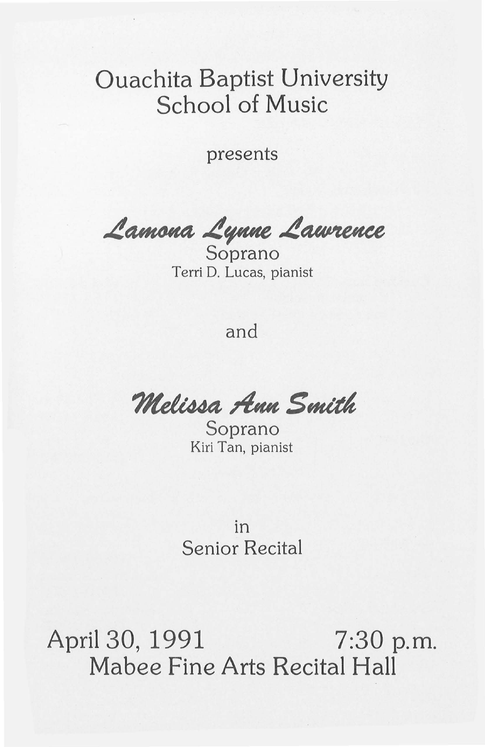# Ouachita Baptist University
# School of Music

presents

## *Lamona Lynne Lawrence*

Soprano

Terri D. Lucas, pianist

and

## *Melissa Ann Smith*

Soprano

Kiri Tan, pianist

in

Senior Recital

April 30, 1991 7:30 p.m.

Mabee Fine Arts Recital Hall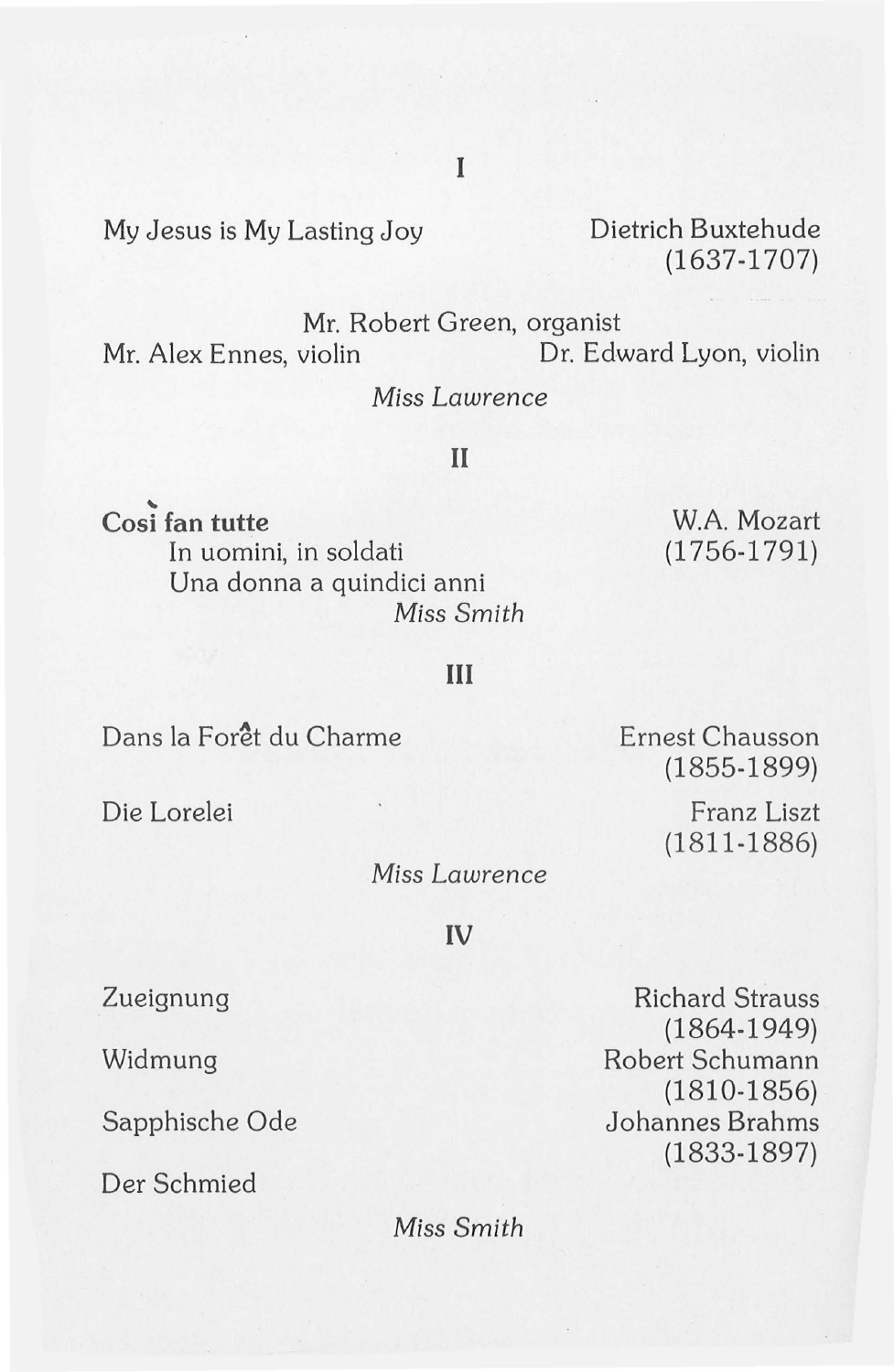## I

My Jesus is My Lasting Joy — Dietrich Buxtehude (1637-1707)

Mr. Robert Green, organist

Mr. Alex Ennes, violin — Dr. Edward Lyon, violin

*Miss Lawrence*

## II

**Cosi fan tutte** — W.A. Mozart (1756-1791)

In uomini, in soldati

Una donna a quindici anni

*Miss Smith*

## III

Dans la Forêt du Charme — Ernest Chausson (1855-1899)

Die Lorelei — Franz Liszt (1811-1886)

*Miss Lawrence*

## IV

Zueignung — Richard Strauss (1864-1949)

Widmung — Robert Schumann (1810-1856)

Sapphische Ode — Johannes Brahms (1833-1897)

Der Schmied

*Miss Smith*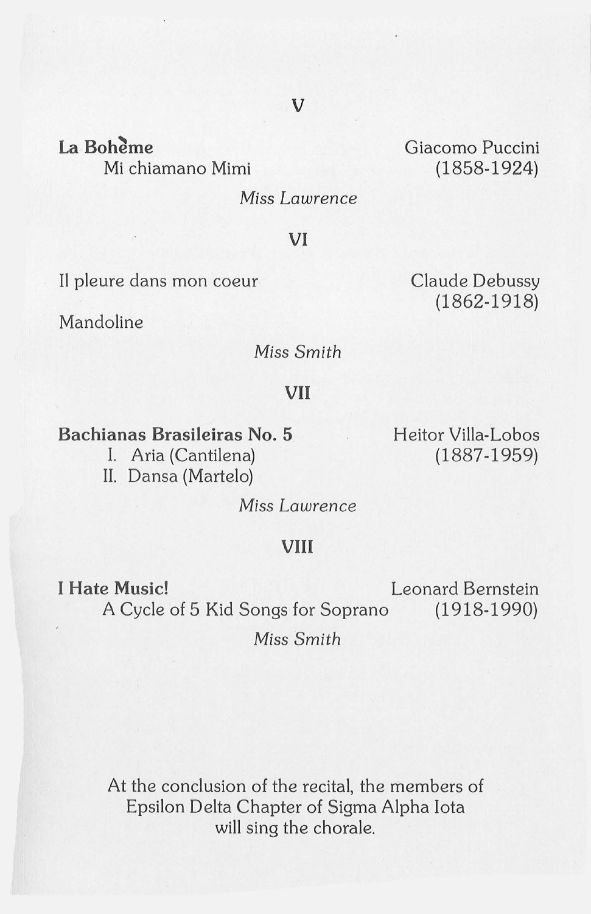## V

**La Bohème**
Mi chiamano Mimi

Giacomo Puccini
(1858-1924)

*Miss Lawrence*

## VI

Il pleure dans mon coeur

Mandoline

Claude Debussy
(1862-1918)

*Miss Smith*

## VII

**Bachianas Brasileiras No. 5**
I. Aria (Cantilena)
II. Dansa (Martelo)

Heitor Villa-Lobos
(1887-1959)

*Miss Lawrence*

## VIII

**I Hate Music!**
A Cycle of 5 Kid Songs for Soprano

Leonard Bernstein
(1918-1990)

*Miss Smith*

At the conclusion of the recital, the members of Epsilon Delta Chapter of Sigma Alpha Iota will sing the chorale.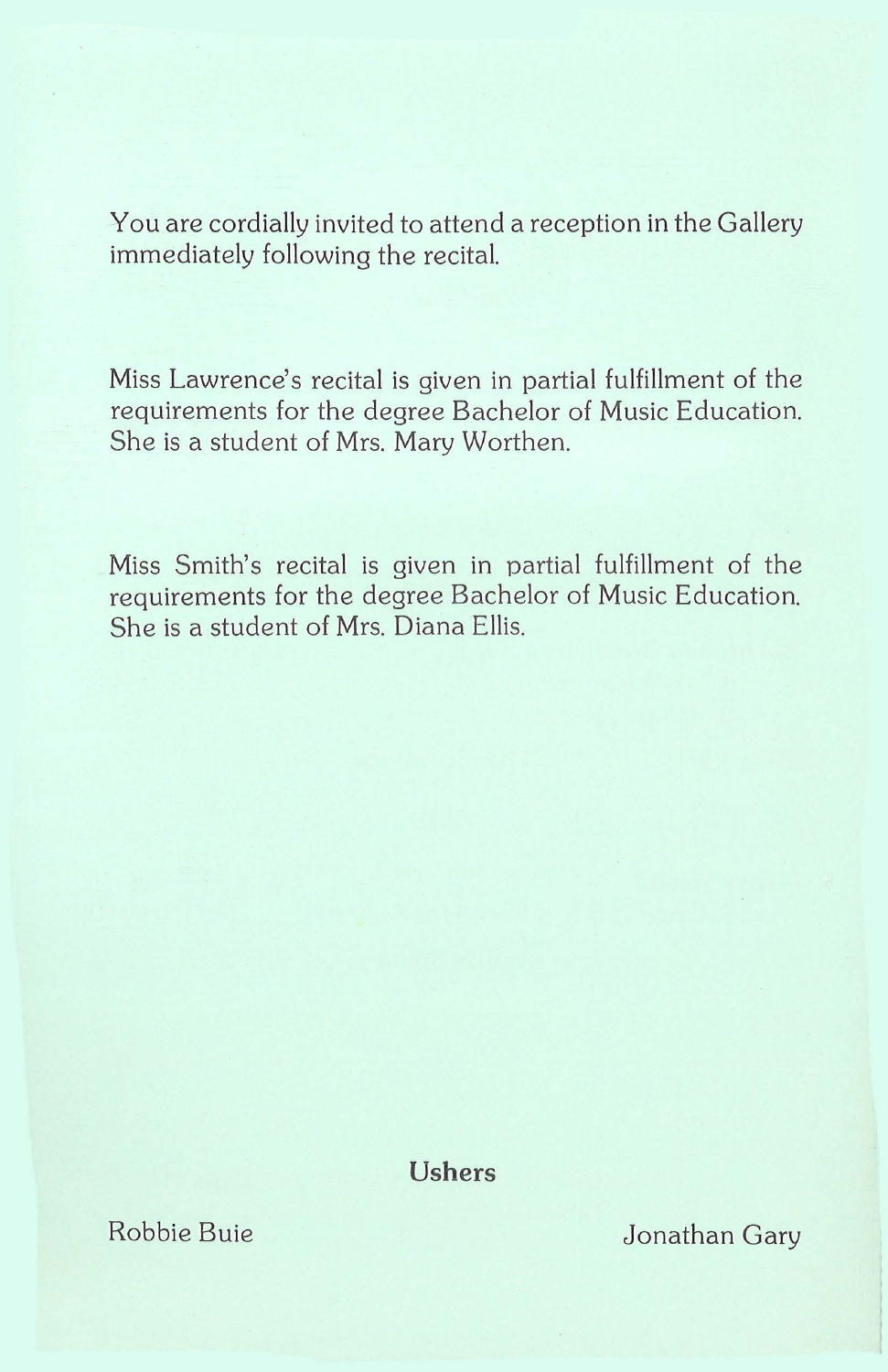You are cordially invited to attend a reception in the Gallery immediately following the recital.

Miss Lawrence's recital is given in partial fulfillment of the requirements for the degree Bachelor of Music Education. She is a student of Mrs. Mary Worthen.

Miss Smith's recital is given in partial fulfillment of the requirements for the degree Bachelor of Music Education. She is a student of Mrs. Diana Ellis.

**Ushers**

Robbie Buie

Jonathan Gary